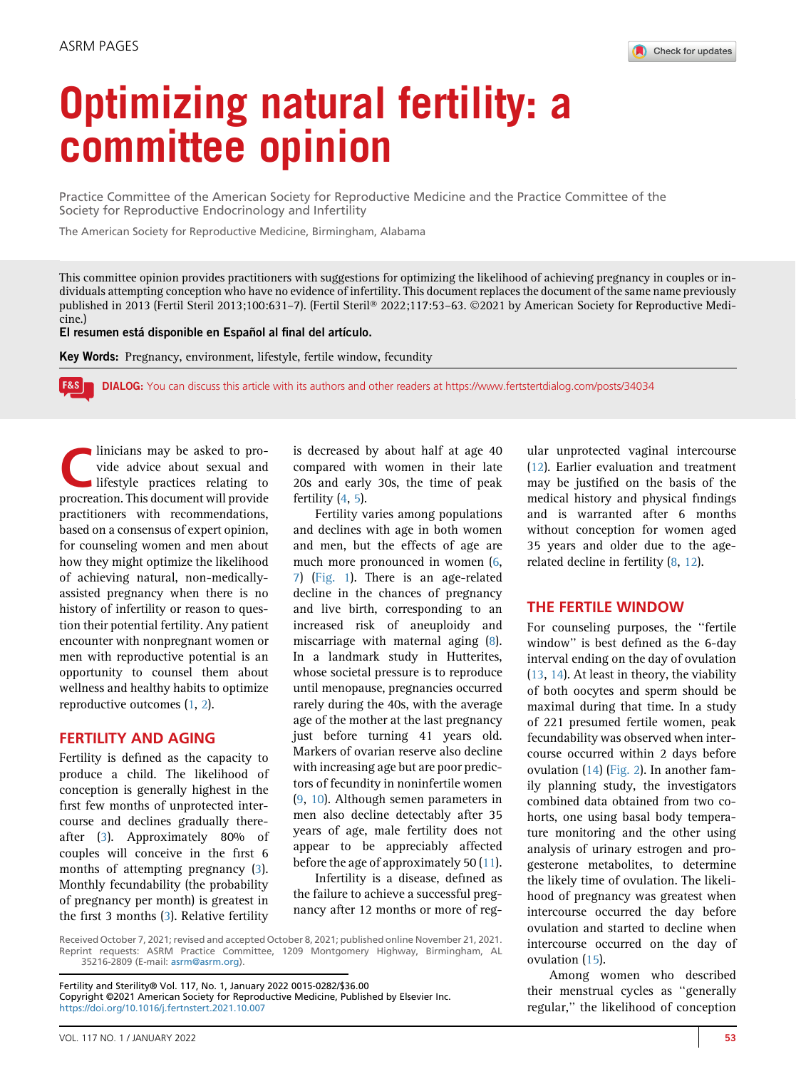ASRM PAGES

# Optimizing natural fertility: a committee opinion

Practice Committee of the American Society for Reproductive Medicine and the Practice Committee of the Society for Reproductive Endocrinology and Infertility

The American Society for Reproductive Medicine, Birmingham, Alabama

This committee opinion provides practitioners with suggestions for optimizing the likelihood of achieving pregnancy in couples or individuals attempting conception who have no evidence of infertility. This document replaces the document of the same name previously published in 2013 (Fertil Steril 2013;100:631–7). (Fertil Steril® 2022;117:53–63. ©2021 by American Society for Reproductive Medicine.)

**El resumen está disponible en Español al final del artículo.**

**Key Words:** Pregnancy, environment, lifestyle, fertile window, fecundity

**DIALOG:** You can discuss this article with its authors and other readers at https://www.fertstertdialog.com/posts/34034

Clinicians may be asked to provide advice about sexual and lifestyle practices relating to procreation. This document will provide practitioners with recommendations, based on a consensus of expert opinion, for counseling women and men about how they might optimize the likelihood of achieving natural, non-medically-assisted pregnancy when there is no history of infertility or reason to question their potential fertility. Any patient encounter with nonpregnant women or men with reproductive potential is an opportunity to counsel them about wellness and healthy habits to optimize reproductive outcomes (1, 2).

## FERTILITY AND AGING

Fertility is defined as the capacity to produce a child. The likelihood of conception is generally highest in the first few months of unprotected intercourse and declines gradually thereafter (3). Approximately 80% of couples will conceive in the first 6 months of attempting pregnancy (3). Monthly fecundability (the probability of pregnancy per month) is greatest in the first 3 months (3). Relative fertility is decreased by about half at age 40 compared with women in their late 20s and early 30s, the time of peak fertility (4, 5).

Fertility varies among populations and declines with age in both women and men, but the effects of age are much more pronounced in women (6, 7) (Fig. 1). There is an age-related decline in the chances of pregnancy and live birth, corresponding to an increased risk of aneuploidy and miscarriage with maternal aging (8). In a landmark study in Hutterites, whose societal pressure is to reproduce until menopause, pregnancies occurred rarely during the 40s, with the average age of the mother at the last pregnancy just before turning 41 years old. Markers of ovarian reserve also decline with increasing age but are poor predictors of fecundity in noninfertile women (9, 10). Although semen parameters in men also decline detectably after 35 years of age, male fertility does not appear to be appreciably affected before the age of approximately 50 (11).

Infertility is a disease, defined as the failure to achieve a successful pregnancy after 12 months or more of regular unprotected vaginal intercourse (12). Earlier evaluation and treatment may be justified on the basis of the medical history and physical findings and is warranted after 6 months without conception for women aged 35 years and older due to the age-related decline in fertility (8, 12).

## THE FERTILE WINDOW

For counseling purposes, the "fertile window" is best defined as the 6-day interval ending on the day of ovulation (13, 14). At least in theory, the viability of both oocytes and sperm should be maximal during that time. In a study of 221 presumed fertile women, peak fecundability was observed when intercourse occurred within 2 days before ovulation (14) (Fig. 2). In another family planning study, the investigators combined data obtained from two cohorts, one using basal body temperature monitoring and the other using analysis of urinary estrogen and progesterone metabolites, to determine the likely time of ovulation. The likelihood of pregnancy was greatest when intercourse occurred the day before ovulation and started to decline when intercourse occurred on the day of ovulation (15).

Among women who described their menstrual cycles as "generally regular," the likelihood of conception

Received October 7, 2021; revised and accepted October 8, 2021; published online November 21, 2021.
Reprint requests: ASRM Practice Committee, 1209 Montgomery Highway, Birmingham, AL 35216-2809 (E-mail: asrm@asrm.org).

Fertility and Sterility® Vol. 117, No. 1, January 2022 0015-0282/$36.00
Copyright ©2021 American Society for Reproductive Medicine, Published by Elsevier Inc.
https://doi.org/10.1016/j.fertnstert.2021.10.007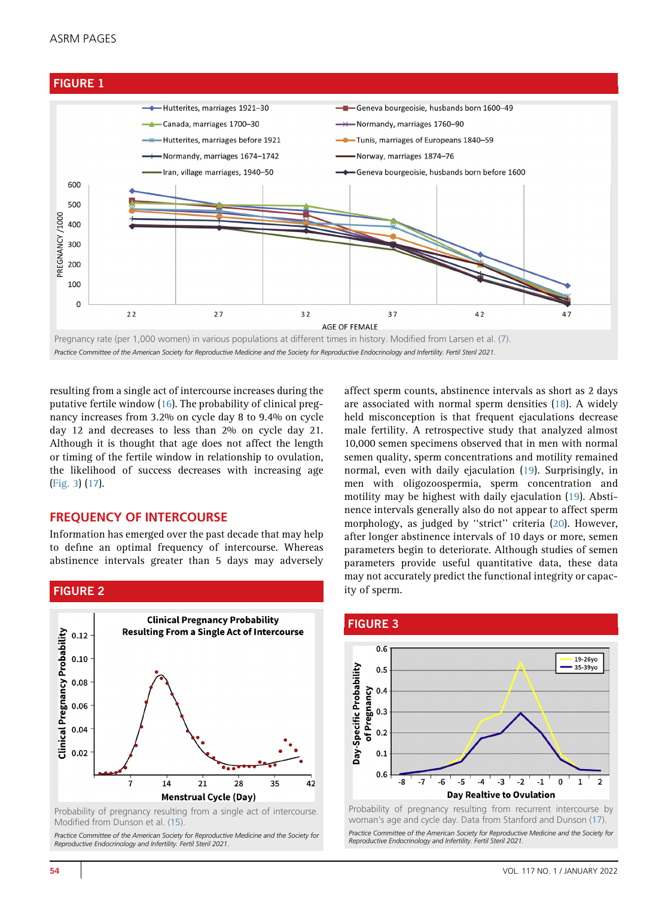## FIGURE 1

Pregnancy rate (per 1,000 women) in various populations at different times in history. Modified from Larsen et al. (7).

*Practice Committee of the American Society for Reproductive Medicine and the Society for Reproductive Endocrinology and Infertility. Fertil Steril 2021.*

resulting from a single act of intercourse increases during the putative fertile window (16). The probability of clinical pregnancy increases from 3.2% on cycle day 8 to 9.4% on cycle day 12 and decreases to less than 2% on cycle day 21. Although it is thought that age does not affect the length or timing of the fertile window in relationship to ovulation, the likelihood of success decreases with increasing age (Fig. 3) (17).

## FREQUENCY OF INTERCOURSE

Information has emerged over the past decade that may help to define an optimal frequency of intercourse. Whereas abstinence intervals greater than 5 days may adversely affect sperm counts, abstinence intervals as short as 2 days are associated with normal sperm densities (18). A widely held misconception is that frequent ejaculations decrease male fertility. A retrospective study that analyzed almost 10,000 semen specimens observed that in men with normal semen quality, sperm concentrations and motility remained normal, even with daily ejaculation (19). Surprisingly, in men with oligozoospermia, sperm concentration and motility may be highest with daily ejaculation (19). Abstinence intervals generally also do not appear to affect sperm morphology, as judged by ''strict'' criteria (20). However, after longer abstinence intervals of 10 days or more, semen parameters begin to deteriorate. Although studies of semen parameters provide useful quantitative data, these data may not accurately predict the functional integrity or capacity of sperm.

## FIGURE 2

Probability of pregnancy resulting from a single act of intercourse. Modified from Dunson et al. (15).

*Practice Committee of the American Society for Reproductive Medicine and the Society for Reproductive Endocrinology and Infertility. Fertil Steril 2021.*

## FIGURE 3

Probability of pregnancy resulting from recurrent intercourse by woman's age and cycle day. Data from Stanford and Dunson (17).

*Practice Committee of the American Society for Reproductive Medicine and the Society for Reproductive Endocrinology and Infertility. Fertil Steril 2021.*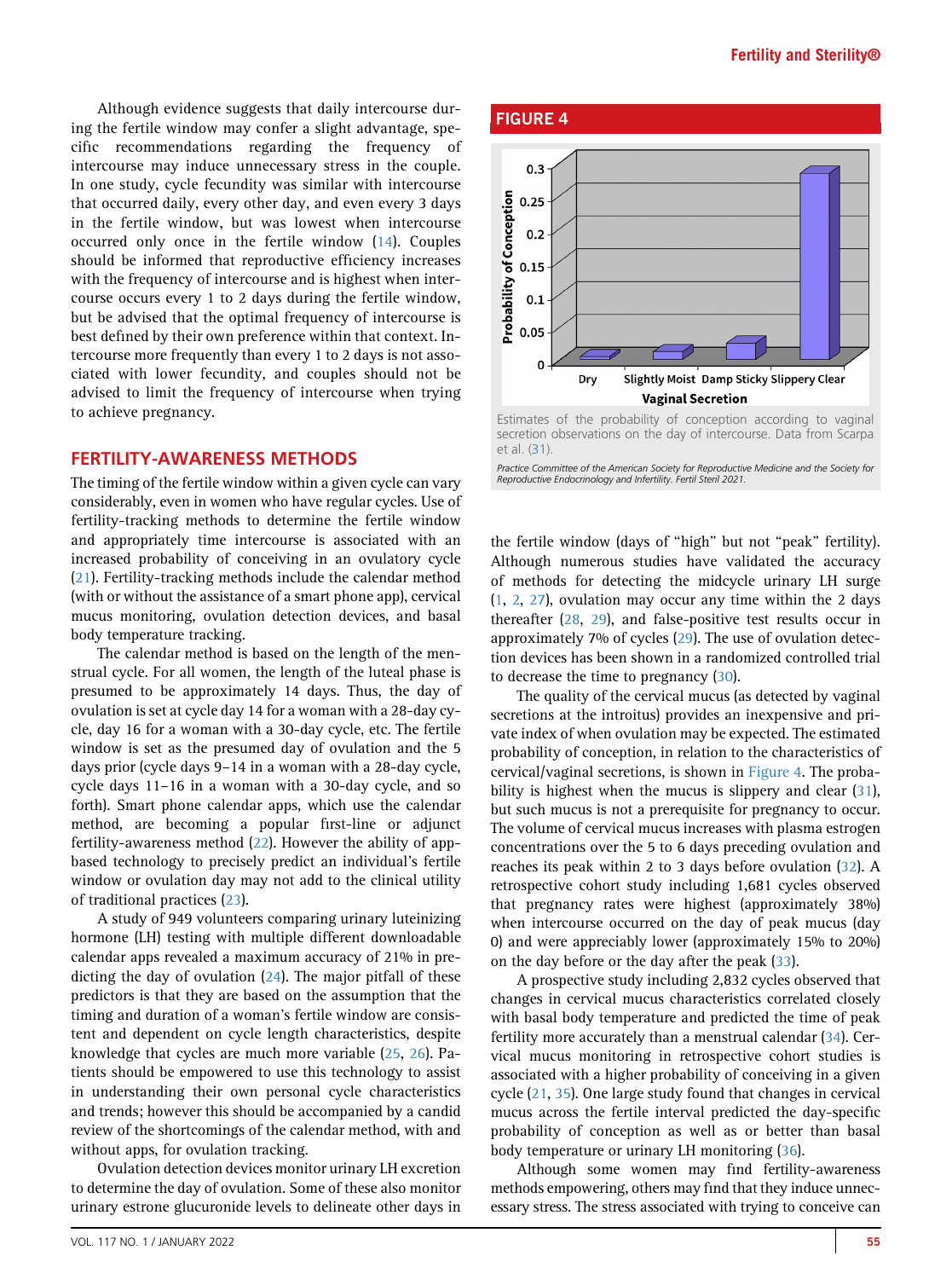Although evidence suggests that daily intercourse during the fertile window may confer a slight advantage, specific recommendations regarding the frequency of intercourse may induce unnecessary stress in the couple. In one study, cycle fecundity was similar with intercourse that occurred daily, every other day, and even every 3 days in the fertile window, but was lowest when intercourse occurred only once in the fertile window (14). Couples should be informed that reproductive efficiency increases with the frequency of intercourse and is highest when intercourse occurs every 1 to 2 days during the fertile window, but be advised that the optimal frequency of intercourse is best defined by their own preference within that context. Intercourse more frequently than every 1 to 2 days is not associated with lower fecundity, and couples should not be advised to limit the frequency of intercourse when trying to achieve pregnancy.

## FERTILITY-AWARENESS METHODS

The timing of the fertile window within a given cycle can vary considerably, even in women who have regular cycles. Use of fertility-tracking methods to determine the fertile window and appropriately time intercourse is associated with an increased probability of conceiving in an ovulatory cycle (21). Fertility-tracking methods include the calendar method (with or without the assistance of a smart phone app), cervical mucus monitoring, ovulation detection devices, and basal body temperature tracking.

The calendar method is based on the length of the menstrual cycle. For all women, the length of the luteal phase is presumed to be approximately 14 days. Thus, the day of ovulation is set at cycle day 14 for a woman with a 28-day cycle, day 16 for a woman with a 30-day cycle, etc. The fertile window is set as the presumed day of ovulation and the 5 days prior (cycle days 9–14 in a woman with a 28-day cycle, cycle days 11–16 in a woman with a 30-day cycle, and so forth). Smart phone calendar apps, which use the calendar method, are becoming a popular first-line or adjunct fertility-awareness method (22). However the ability of app-based technology to precisely predict an individual's fertile window or ovulation day may not add to the clinical utility of traditional practices (23).

A study of 949 volunteers comparing urinary luteinizing hormone (LH) testing with multiple downloadable calendar apps revealed a maximum accuracy of 21% in predicting the day of ovulation (24). The major pitfall of these predictors is that they are based on the assumption that the timing and duration of a woman's fertile window are consistent and dependent on cycle length characteristics, despite knowledge that cycles are much more variable (25, 26). Patients should be empowered to use this technology to assist in understanding their own personal cycle characteristics and trends; however this should be accompanied by a candid review of the shortcomings of the calendar method, with and without apps, for ovulation tracking.

Ovulation detection devices monitor urinary LH excretion to determine the day of ovulation. Some of these also monitor urinary estrone glucuronide levels to delineate other days in the fertile window (days of "high" but not "peak" fertility). Although numerous studies have validated the accuracy of methods for detecting the midcycle urinary LH surge (1, 2, 27), ovulation may occur any time within the 2 days thereafter (28, 29), and false-positive test results occur in approximately 7% of cycles (29). The use of ovulation detection devices has been shown in a randomized controlled trial to decrease the time to pregnancy (30).

The quality of the cervical mucus (as detected by vaginal secretions at the introitus) provides an inexpensive and private index of when ovulation may be expected. The estimated probability of conception, in relation to the characteristics of cervical/vaginal secretions, is shown in Figure 4. The probability is highest when the mucus is slippery and clear (31), but such mucus is not a prerequisite for pregnancy to occur. The volume of cervical mucus increases with plasma estrogen concentrations over the 5 to 6 days preceding ovulation and reaches its peak within 2 to 3 days before ovulation (32). A retrospective cohort study including 1,681 cycles observed that pregnancy rates were highest (approximately 38%) when intercourse occurred on the day of peak mucus (day 0) and were appreciably lower (approximately 15% to 20%) on the day before or the day after the peak (33).

**FIGURE 4**

Estimates of the probability of conception according to vaginal secretion observations on the day of intercourse. Data from Scarpa et al. (31).

*Practice Committee of the American Society for Reproductive Medicine and the Society for Reproductive Endocrinology and Infertility. Fertil Steril 2021.*

A prospective study including 2,832 cycles observed that changes in cervical mucus characteristics correlated closely with basal body temperature and predicted the time of peak fertility more accurately than a menstrual calendar (34). Cervical mucus monitoring in retrospective cohort studies is associated with a higher probability of conceiving in a given cycle (21, 35). One large study found that changes in cervical mucus across the fertile interval predicted the day-specific probability of conception as well as or better than basal body temperature or urinary LH monitoring (36).

Although some women may find fertility-awareness methods empowering, others may find that they induce unnecessary stress. The stress associated with trying to conceive can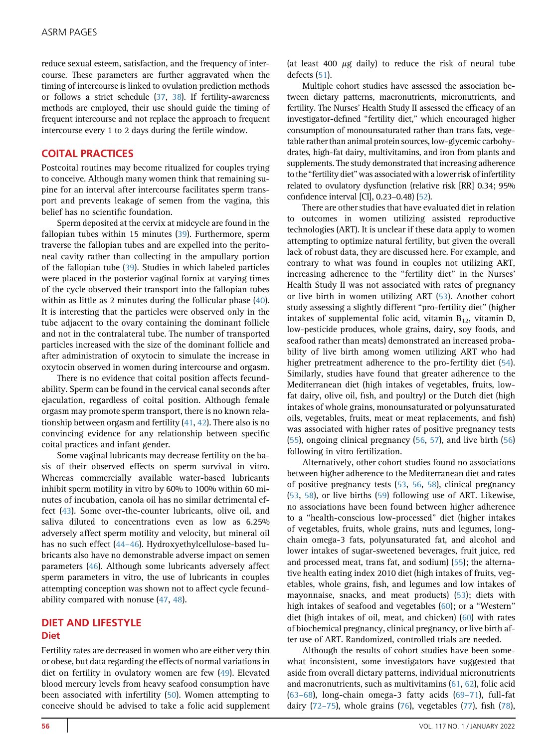reduce sexual esteem, satisfaction, and the frequency of intercourse. These parameters are further aggravated when the timing of intercourse is linked to ovulation prediction methods or follows a strict schedule (37, 38). If fertility-awareness methods are employed, their use should guide the timing of frequent intercourse and not replace the approach to frequent intercourse every 1 to 2 days during the fertile window.

## COITAL PRACTICES

Postcoital routines may become ritualized for couples trying to conceive. Although many women think that remaining supine for an interval after intercourse facilitates sperm transport and prevents leakage of semen from the vagina, this belief has no scientific foundation.

Sperm deposited at the cervix at midcycle are found in the fallopian tubes within 15 minutes (39). Furthermore, sperm traverse the fallopian tubes and are expelled into the peritoneal cavity rather than collecting in the ampullary portion of the fallopian tube (39). Studies in which labeled particles were placed in the posterior vaginal fornix at varying times of the cycle observed their transport into the fallopian tubes within as little as 2 minutes during the follicular phase (40). It is interesting that the particles were observed only in the tube adjacent to the ovary containing the dominant follicle and not in the contralateral tube. The number of transported particles increased with the size of the dominant follicle and after administration of oxytocin to simulate the increase in oxytocin observed in women during intercourse and orgasm.

There is no evidence that coital position affects fecundability. Sperm can be found in the cervical canal seconds after ejaculation, regardless of coital position. Although female orgasm may promote sperm transport, there is no known relationship between orgasm and fertility (41, 42). There also is no convincing evidence for any relationship between specific coital practices and infant gender.

Some vaginal lubricants may decrease fertility on the basis of their observed effects on sperm survival in vitro. Whereas commercially available water-based lubricants inhibit sperm motility in vitro by 60% to 100% within 60 minutes of incubation, canola oil has no similar detrimental effect (43). Some over-the-counter lubricants, olive oil, and saliva diluted to concentrations even as low as 6.25% adversely affect sperm motility and velocity, but mineral oil has no such effect (44–46). Hydroxyethylcellulose-based lubricants also have no demonstrable adverse impact on semen parameters (46). Although some lubricants adversely affect sperm parameters in vitro, the use of lubricants in couples attempting conception was shown not to affect cycle fecundability compared with nonuse (47, 48).

## DIET AND LIFESTYLE

### Diet

Fertility rates are decreased in women who are either very thin or obese, but data regarding the effects of normal variations in diet on fertility in ovulatory women are few (49). Elevated blood mercury levels from heavy seafood consumption have been associated with infertility (50). Women attempting to conceive should be advised to take a folic acid supplement (at least 400 $\mu$g daily) to reduce the risk of neural tube defects (51).

Multiple cohort studies have assessed the association between dietary patterns, macronutrients, micronutrients, and fertility. The Nurses' Health Study II assessed the efficacy of an investigator-defined "fertility diet," which encouraged higher consumption of monounsaturated rather than trans fats, vegetable rather than animal protein sources, low-glycemic carbohydrates, high-fat dairy, multivitamins, and iron from plants and supplements. The study demonstrated that increasing adherence to the "fertility diet" was associated with a lower risk of infertility related to ovulatory dysfunction (relative risk [RR] 0.34; 95% confidence interval [CI], 0.23–0.48) (52).

There are other studies that have evaluated diet in relation to outcomes in women utilizing assisted reproductive technologies (ART). It is unclear if these data apply to women attempting to optimize natural fertility, but given the overall lack of robust data, they are discussed here. For example, and contrary to what was found in couples not utilizing ART, increasing adherence to the "fertility diet" in the Nurses' Health Study II was not associated with rates of pregnancy or live birth in women utilizing ART (53). Another cohort study assessing a slightly different "pro-fertility diet" (higher intakes of supplemental folic acid, vitamin $B_{12}$, vitamin D, low-pesticide produces, whole grains, dairy, soy foods, and seafood rather than meats) demonstrated an increased probability of live birth among women utilizing ART who had higher pretreatment adherence to the pro-fertility diet (54). Similarly, studies have found that greater adherence to the Mediterranean diet (high intakes of vegetables, fruits, low-fat dairy, olive oil, fish, and poultry) or the Dutch diet (high intakes of whole grains, monounsaturated or polyunsaturated oils, vegetables, fruits, meat or meat replacements, and fish) was associated with higher rates of positive pregnancy tests (55), ongoing clinical pregnancy (56, 57), and live birth (56) following in vitro fertilization.

Alternatively, other cohort studies found no associations between higher adherence to the Mediterranean diet and rates of positive pregnancy tests (53, 56, 58), clinical pregnancy (53, 58), or live births (59) following use of ART. Likewise, no associations have been found between higher adherence to a "health-conscious low-processed" diet (higher intakes of vegetables, fruits, whole grains, nuts and legumes, long-chain omega-3 fats, polyunsaturated fat, and alcohol and lower intakes of sugar-sweetened beverages, fruit juice, red and processed meat, trans fat, and sodium) (55); the alternative health eating index 2010 diet (high intakes of fruits, vegetables, whole grains, fish, and legumes and low intakes of mayonnaise, snacks, and meat products) (53); diets with high intakes of seafood and vegetables (60); or a "Western" diet (high intakes of oil, meat, and chicken) (60) with rates of biochemical pregnancy, clinical pregnancy, or live birth after use of ART. Randomized, controlled trials are needed.

Although the results of cohort studies have been somewhat inconsistent, some investigators have suggested that aside from overall dietary patterns, individual micronutrients and macronutrients, such as multivitamins (61, 62), folic acid (63–68), long-chain omega-3 fatty acids (69–71), full-fat dairy (72–75), whole grains (76), vegetables (77), fish (78),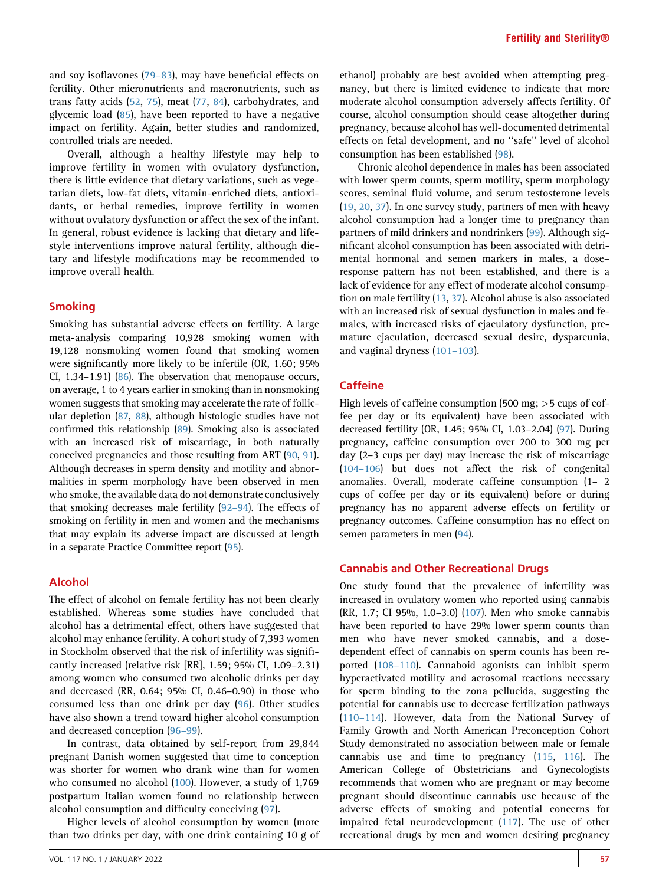and soy isoflavones (79–83), may have beneficial effects on fertility. Other micronutrients and macronutrients, such as trans fatty acids (52, 75), meat (77, 84), carbohydrates, and glycemic load (85), have been reported to have a negative impact on fertility. Again, better studies and randomized, controlled trials are needed.

Overall, although a healthy lifestyle may help to improve fertility in women with ovulatory dysfunction, there is little evidence that dietary variations, such as vegetarian diets, low-fat diets, vitamin-enriched diets, antioxidants, or herbal remedies, improve fertility in women without ovulatory dysfunction or affect the sex of the infant. In general, robust evidence is lacking that dietary and lifestyle interventions improve natural fertility, although dietary and lifestyle modifications may be recommended to improve overall health.

## Smoking

Smoking has substantial adverse effects on fertility. A large meta-analysis comparing 10,928 smoking women with 19,128 nonsmoking women found that smoking women were significantly more likely to be infertile (OR, 1.60; 95% CI, 1.34–1.91) (86). The observation that menopause occurs, on average, 1 to 4 years earlier in smoking than in nonsmoking women suggests that smoking may accelerate the rate of follicular depletion (87, 88), although histologic studies have not confirmed this relationship (89). Smoking also is associated with an increased risk of miscarriage, in both naturally conceived pregnancies and those resulting from ART (90, 91). Although decreases in sperm density and motility and abnormalities in sperm morphology have been observed in men who smoke, the available data do not demonstrate conclusively that smoking decreases male fertility (92–94). The effects of smoking on fertility in men and women and the mechanisms that may explain its adverse impact are discussed at length in a separate Practice Committee report (95).

## Alcohol

The effect of alcohol on female fertility has not been clearly established. Whereas some studies have concluded that alcohol has a detrimental effect, others have suggested that alcohol may enhance fertility. A cohort study of 7,393 women in Stockholm observed that the risk of infertility was significantly increased (relative risk [RR], 1.59; 95% CI, 1.09–2.31) among women who consumed two alcoholic drinks per day and decreased (RR, 0.64; 95% CI, 0.46–0.90) in those who consumed less than one drink per day (96). Other studies have also shown a trend toward higher alcohol consumption and decreased conception (96–99).

In contrast, data obtained by self-report from 29,844 pregnant Danish women suggested that time to conception was shorter for women who drank wine than for women who consumed no alcohol (100). However, a study of 1,769 postpartum Italian women found no relationship between alcohol consumption and difficulty conceiving (97).

Higher levels of alcohol consumption by women (more than two drinks per day, with one drink containing 10 g of ethanol) probably are best avoided when attempting pregnancy, but there is limited evidence to indicate that more moderate alcohol consumption adversely affects fertility. Of course, alcohol consumption should cease altogether during pregnancy, because alcohol has well-documented detrimental effects on fetal development, and no ''safe'' level of alcohol consumption has been established (98).

Chronic alcohol dependence in males has been associated with lower sperm counts, sperm motility, sperm morphology scores, seminal fluid volume, and serum testosterone levels (19, 20, 37). In one survey study, partners of men with heavy alcohol consumption had a longer time to pregnancy than partners of mild drinkers and nondrinkers (99). Although significant alcohol consumption has been associated with detrimental hormonal and semen markers in males, a dose–response pattern has not been established, and there is a lack of evidence for any effect of moderate alcohol consumption on male fertility (13, 37). Alcohol abuse is also associated with an increased risk of sexual dysfunction in males and females, with increased risks of ejaculatory dysfunction, premature ejaculation, decreased sexual desire, dyspareunia, and vaginal dryness (101–103).

## Caffeine

High levels of caffeine consumption (500 mg; >5 cups of coffee per day or its equivalent) have been associated with decreased fertility (OR, 1.45; 95% CI, 1.03–2.04) (97). During pregnancy, caffeine consumption over 200 to 300 mg per day (2–3 cups per day) may increase the risk of miscarriage (104–106) but does not affect the risk of congenital anomalies. Overall, moderate caffeine consumption (1– 2 cups of coffee per day or its equivalent) before or during pregnancy has no apparent adverse effects on fertility or pregnancy outcomes. Caffeine consumption has no effect on semen parameters in men (94).

## Cannabis and Other Recreational Drugs

One study found that the prevalence of infertility was increased in ovulatory women who reported using cannabis (RR, 1.7; CI 95%, 1.0–3.0) (107). Men who smoke cannabis have been reported to have 29% lower sperm counts than men who have never smoked cannabis, and a dose-dependent effect of cannabis on sperm counts has been reported (108–110). Cannaboid agonists can inhibit sperm hyperactivated motility and acrosomal reactions necessary for sperm binding to the zona pellucida, suggesting the potential for cannabis use to decrease fertilization pathways (110–114). However, data from the National Survey of Family Growth and North American Preconception Cohort Study demonstrated no association between male or female cannabis use and time to pregnancy (115, 116). The American College of Obstetricians and Gynecologists recommends that women who are pregnant or may become pregnant should discontinue cannabis use because of the adverse effects of smoking and potential concerns for impaired fetal neurodevelopment (117). The use of other recreational drugs by men and women desiring pregnancy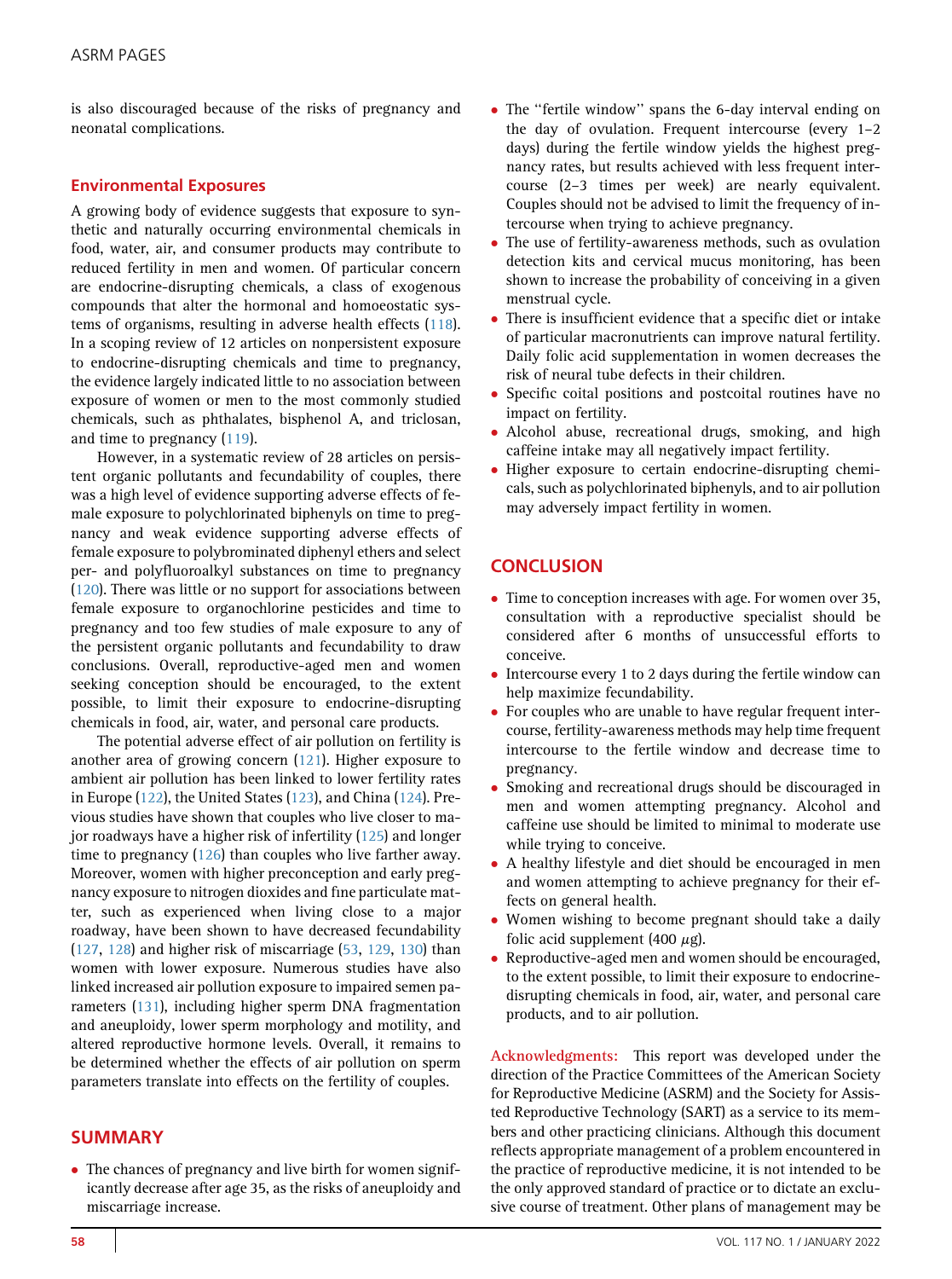is also discouraged because of the risks of pregnancy and neonatal complications.

### Environmental Exposures

A growing body of evidence suggests that exposure to synthetic and naturally occurring environmental chemicals in food, water, air, and consumer products may contribute to reduced fertility in men and women. Of particular concern are endocrine-disrupting chemicals, a class of exogenous compounds that alter the hormonal and homoeostatic systems of organisms, resulting in adverse health effects (118). In a scoping review of 12 articles on nonpersistent exposure to endocrine-disrupting chemicals and time to pregnancy, the evidence largely indicated little to no association between exposure of women or men to the most commonly studied chemicals, such as phthalates, bisphenol A, and triclosan, and time to pregnancy (119).

However, in a systematic review of 28 articles on persistent organic pollutants and fecundability of couples, there was a high level of evidence supporting adverse effects of female exposure to polychlorinated biphenyls on time to pregnancy and weak evidence supporting adverse effects of female exposure to polybrominated diphenyl ethers and select per- and polyfluoroalkyl substances on time to pregnancy (120). There was little or no support for associations between female exposure to organochlorine pesticides and time to pregnancy and too few studies of male exposure to any of the persistent organic pollutants and fecundability to draw conclusions. Overall, reproductive-aged men and women seeking conception should be encouraged, to the extent possible, to limit their exposure to endocrine-disrupting chemicals in food, air, water, and personal care products.

The potential adverse effect of air pollution on fertility is another area of growing concern (121). Higher exposure to ambient air pollution has been linked to lower fertility rates in Europe (122), the United States (123), and China (124). Previous studies have shown that couples who live closer to major roadways have a higher risk of infertility (125) and longer time to pregnancy (126) than couples who live farther away. Moreover, women with higher preconception and early pregnancy exposure to nitrogen dioxides and fine particulate matter, such as experienced when living close to a major roadway, have been shown to have decreased fecundability (127, 128) and higher risk of miscarriage (53, 129, 130) than women with lower exposure. Numerous studies have also linked increased air pollution exposure to impaired semen parameters (131), including higher sperm DNA fragmentation and aneuploidy, lower sperm morphology and motility, and altered reproductive hormone levels. Overall, it remains to be determined whether the effects of air pollution on sperm parameters translate into effects on the fertility of couples.

## SUMMARY

- The chances of pregnancy and live birth for women significantly decrease after age 35, as the risks of aneuploidy and miscarriage increase.
- The "fertile window" spans the 6-day interval ending on the day of ovulation. Frequent intercourse (every 1–2 days) during the fertile window yields the highest pregnancy rates, but results achieved with less frequent intercourse (2–3 times per week) are nearly equivalent. Couples should not be advised to limit the frequency of intercourse when trying to achieve pregnancy.
- The use of fertility-awareness methods, such as ovulation detection kits and cervical mucus monitoring, has been shown to increase the probability of conceiving in a given menstrual cycle.
- There is insufficient evidence that a specific diet or intake of particular macronutrients can improve natural fertility. Daily folic acid supplementation in women decreases the risk of neural tube defects in their children.
- Specific coital positions and postcoital routines have no impact on fertility.
- Alcohol abuse, recreational drugs, smoking, and high caffeine intake may all negatively impact fertility.
- Higher exposure to certain endocrine-disrupting chemicals, such as polychlorinated biphenyls, and to air pollution may adversely impact fertility in women.

## CONCLUSION

- Time to conception increases with age. For women over 35, consultation with a reproductive specialist should be considered after 6 months of unsuccessful efforts to conceive.
- Intercourse every 1 to 2 days during the fertile window can help maximize fecundability.
- For couples who are unable to have regular frequent intercourse, fertility-awareness methods may help time frequent intercourse to the fertile window and decrease time to pregnancy.
- Smoking and recreational drugs should be discouraged in men and women attempting pregnancy. Alcohol and caffeine use should be limited to minimal to moderate use while trying to conceive.
- A healthy lifestyle and diet should be encouraged in men and women attempting to achieve pregnancy for their effects on general health.
- Women wishing to become pregnant should take a daily folic acid supplement (400 $\mu$g).
- Reproductive-aged men and women should be encouraged, to the extent possible, to limit their exposure to endocrine-disrupting chemicals in food, air, water, and personal care products, and to air pollution.

**Acknowledgments:** This report was developed under the direction of the Practice Committees of the American Society for Reproductive Medicine (ASRM) and the Society for Assisted Reproductive Technology (SART) as a service to its members and other practicing clinicians. Although this document reflects appropriate management of a problem encountered in the practice of reproductive medicine, it is not intended to be the only approved standard of practice or to dictate an exclusive course of treatment. Other plans of management may be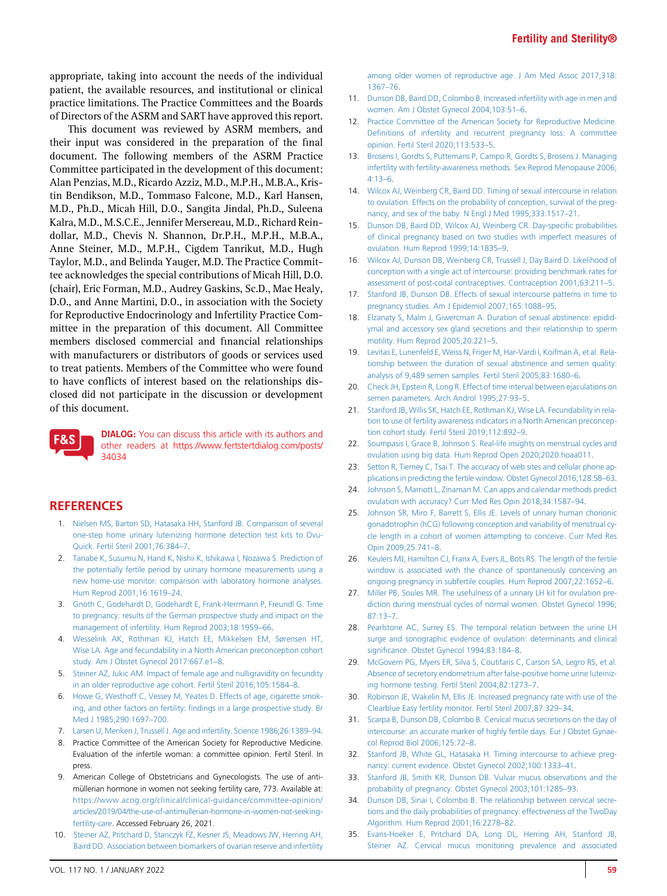appropriate, taking into account the needs of the individual patient, the available resources, and institutional or clinical practice limitations. The Practice Committees and the Boards of Directors of the ASRM and SART have approved this report.

This document was reviewed by ASRM members, and their input was considered in the preparation of the final document. The following members of the ASRM Practice Committee participated in the development of this document: Alan Penzias, M.D., Ricardo Azziz, M.D., M.P.H., M.B.A., Kristin Bendikson, M.D., Tommaso Falcone, M.D., Karl Hansen, M.D., Ph.D., Micah Hill, D.O., Sangita Jindal, Ph.D., Suleena Kalra, M.D., M.S.C.E., Jennifer Mersereau, M.D., Richard Reindollar, M.D., Chevis N. Shannon, Dr.P.H., M.P.H., M.B.A., Anne Steiner, M.D., M.P.H., Cigdem Tanrikut, M.D., Hugh Taylor, M.D., and Belinda Yauger, M.D. The Practice Committee acknowledges the special contributions of Micah Hill, D.O. (chair), Eric Forman, M.D., Audrey Gaskins, Sc.D., Mae Healy, D.O., and Anne Martini, D.O., in association with the Society for Reproductive Endocrinology and Infertility Practice Committee in the preparation of this document. All Committee members disclosed commercial and financial relationships with manufacturers or distributors of goods or services used to treat patients. Members of the Committee who were found to have conflicts of interest based on the relationships disclosed did not participate in the discussion or development of this document.

**DIALOG:** You can discuss this article with its authors and other readers at https://www.fertstertdialog.com/posts/34034

## REFERENCES

1. Nielsen MS, Barton SD, Hatasaka HH, Stanford JB. Comparison of several one-step home urinary luteinizing hormone detection test kits to OvuQuick. Fertil Steril 2001;76:384–7.
2. Tanabe K, Susumu N, Hand K, Nishii K, Ishikawa I, Nozawa S. Prediction of the potentially fertile period by urinary hormone measurements using a new home-use monitor: comparison with laboratory hormone analyses. Hum Reprod 2001;16:1619–24.
3. Gnoth C, Godehardt D, Godehardt E, Frank-Herrmann P, Freundl G. Time to pregnancy: results of the German prospective study and impact on the management of infertility. Hum Reprod 2003;18:1959–66.
4. Wesselink AK, Rothman KJ, Hatch EE, Mikkelsen EM, Sørensen HT, Wise LA. Age and fecundability in a North American preconception cohort study. Am J Obstet Gynecol 2017:667.e1–8.
5. Steiner AZ, Jukic AM. Impact of female age and nulligravidity on fecundity in an older reproductive age cohort. Fertil Steril 2016;105:1584–8.
6. Howe G, Westhoff C, Vessey M, Yeates D. Effects of age, cigarette smoking, and other factors on fertility: findings in a large prospective study. Br Med J 1985;290:1697–700.
7. Larsen U, Menken J, Trussell J. Age and infertility. Science 1986;26:1389–94.
8. Practice Committee of the American Society for Reproductive Medicine. Evaluation of the infertile woman: a committee opinion. Fertil Steril. In press.
9. American College of Obstetricians and Gynecologists. The use of anti-müllerian hormone in women not seeking fertility care, 773. Available at: https://www.acog.org/clinical/clinical-guidance/committee-opinion/articles/2019/04/the-use-of-antimullerian-hormone-in-women-not-seeking-fertility-care. Accessed February 26, 2021.
10. Steiner AZ, Pritchard D, Stanczyk FZ, Kesner JS, Meadows JW, Herring AH, Baird DD. Association between biomarkers of ovarian reserve and infertility among older women of reproductive age. J Am Med Assoc 2017;318:1367–76.
11. Dunson DB, Baird DD, Colombo B. Increased infertility with age in men and women. Am J Obstet Gynecol 2004;103:51–6.
12. Practice Committee of the American Society for Reproductive Medicine. Definitions of infertility and recurrent pregnancy loss: A committee opinion. Fertil Steril 2020;113:533–5.
13. Brosens I, Gordts S, Puttemans P, Campo R, Gordts S, Brosens J. Managing infertility with fertility-awareness methods. Sex Reprod Menopause 2006;4:13–6.
14. Wilcox AJ, Weinberg CR, Baird DD. Timing of sexual intercourse in relation to ovulation. Effects on the probability of conception, survival of the pregnancy, and sex of the baby. N Engl J Med 1995;333:1517–21.
15. Dunson DB, Baird DD, Wilcox AJ, Weinberg CR. Day-specific probabilities of clinical pregnancy based on two studies with imperfect measures of ovulation. Hum Reprod 1999;14:1835–9.
16. Wilcox AJ, Dunson DB, Weinberg CR, Trussell J, Day Baird D. Likelihood of conception with a single act of intercourse: providing benchmark rates for assessment of post-coital contraceptives. Contraception 2001;63:211–5.
17. Stanford JB, Dunson DB. Effects of sexual intercourse patterns in time to pregnancy studies. Am J Epidemiol 2007;165:1088–95.
18. Elzanaty S, Malm J, Giwercman A. Duration of sexual abstinence: epididymal and accessory sex gland secretions and their relationship to sperm motility. Hum Reprod 2005;20:221–5.
19. Levitas E, Lunenfeld E, Weiss N, Friger M, Har-Vardi I, Koifman A, et al. Relationship between the duration of sexual abstinence and semen quality: analysis of 9,489 semen samples. Fertil Steril 2005;83:1680–6.
20. Check JH, Epstein R, Long R. Effect of time interval between ejaculations on semen parameters. Arch Androl 1995;27:93–5.
21. Stanford JB, Willis SK, Hatch EE, Rothman KJ, Wise LA. Fecundability in relation to use of fertility awareness indicators in a North American preconception cohort study. Fertil Steril 2019;112:892–9.
22. Soumpasis I, Grace B, Johnson S. Real-life insights on menstrual cycles and ovulation using big data. Hum Reprod Open 2020;2020:hoaa011.
23. Setton R, Tierney C, Tsai T. The accuracy of web sites and cellular phone applications in predicting the fertile window. Obstet Gynecol 2016;128:58–63.
24. Johnson S, Marriott L, Zinaman M. Can apps and calendar methods predict ovulation with accuracy? Curr Med Res Opin 2018;34:1587–94.
25. Johnson SR, Miro F, Barrett S, Ellis JE. Levels of urinary human chorionic gonadotrophin (hCG) following conception and variability of menstrual cycle length in a cohort of women attempting to conceive. Curr Med Res Opin 2009;25:741–8.
26. Keulers MJ, Hamilton CJ, Franx A, Evers JL, Bots RS. The length of the fertile window is associated with the chance of spontaneously conceiving an ongoing pregnancy in subfertile couples. Hum Reprod 2007;22:1652–6.
27. Miller PB, Soules MR. The usefulness of a urinary LH kit for ovulation prediction during menstrual cycles of normal women. Obstet Gynecol 1996;87:13–7.
28. Pearlstone AC, Surrey ES. The temporal relation between the urine LH surge and sonographic evidence of ovulation: determinants and clinical significance. Obstet Gynecol 1994;83:184–8.
29. McGovern PG, Myers ER, Silva S, Coutifaris C, Carson SA, Legro RS, et al. Absence of secretory endometrium after false-positive home urine luteinizing hormone testing. Fertil Steril 2004;82:1273–7.
30. Robinson JE, Wakelin M, Ellis JE. Increased pregnancy rate with use of the Clearblue Easy fertility monitor. Fertil Steril 2007;87:329–34.
31. Scarpa B, Dunson DB, Colombo B. Cervical mucus secretions on the day of intercourse: an accurate marker of highly fertile days. Eur J Obstet Gynaecol Reprod Biol 2006;125:72–8.
32. Stanford JB, White GL, Hatasaka H. Timing intercourse to achieve pregnancy: current evidence. Obstet Gynecol 2002;100:1333–41.
33. Stanford JB, Smith KR, Dunson DB. Vulvar mucus observations and the probability of pregnancy. Obstet Gynecol 2003;101:1285–93.
34. Dunson DB, Sinai I, Colombo B. The relationship between cervical secretions and the daily probabilities of pregnancy: effectiveness of the TwoDay Algorithm. Hum Reprod 2001;16:2278–82.
35. Evans-Hoeker E, Pritchard DA, Long DL, Herring AH, Stanford JB, Steiner AZ. Cervical mucus monitoring prevalence and associated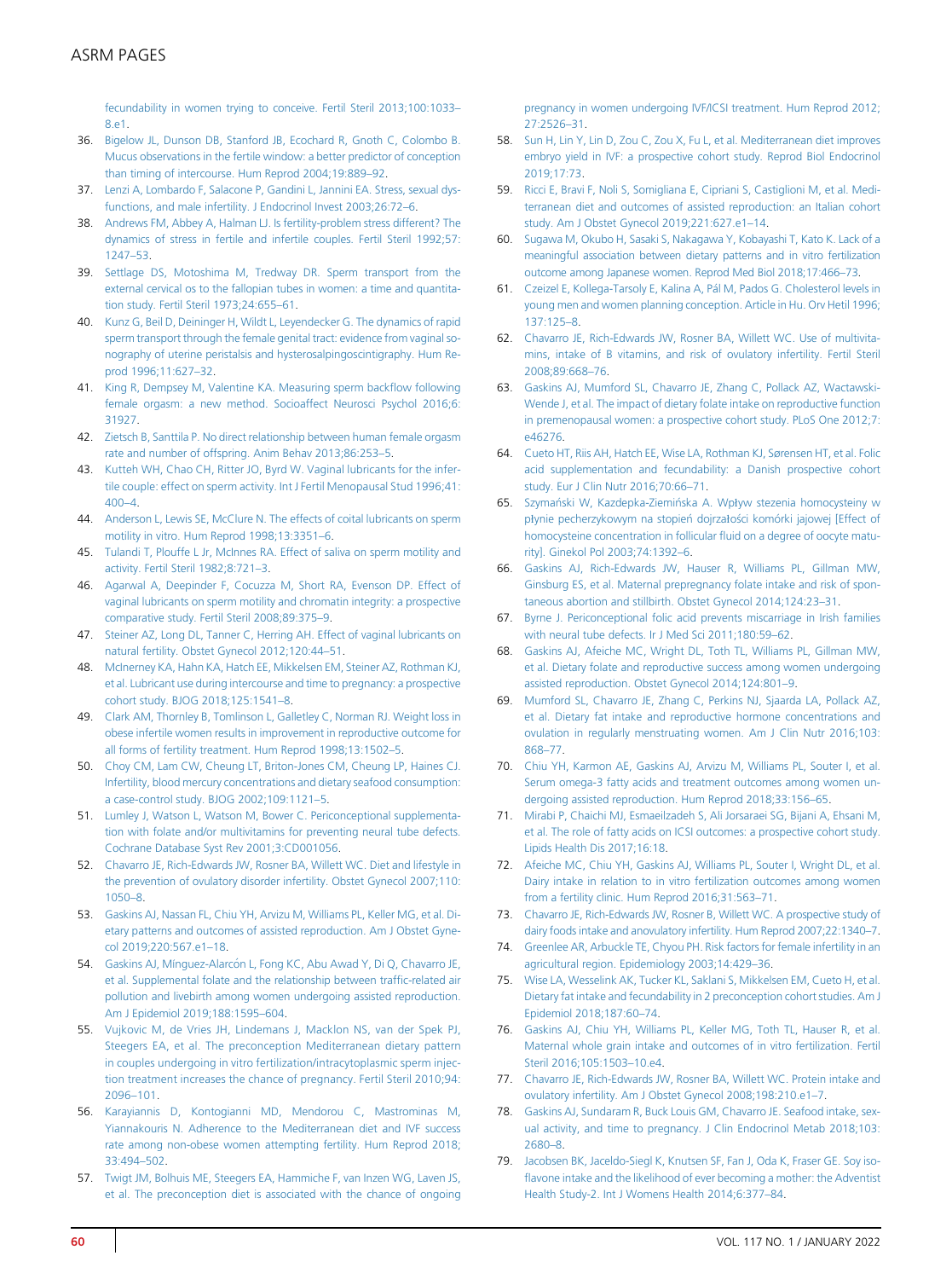fecundability in women trying to conceive. Fertil Steril 2013;100:1033–8.e1.

36. Bigelow JL, Dunson DB, Stanford JB, Ecochard R, Gnoth C, Colombo B. Mucus observations in the fertile window: a better predictor of conception than timing of intercourse. Hum Reprod 2004;19:889–92.
37. Lenzi A, Lombardo F, Salacone P, Gandini L, Jannini EA. Stress, sexual dysfunctions, and male infertility. J Endocrinol Invest 2003;26:72–6.
38. Andrews FM, Abbey A, Halman LJ. Is fertility-problem stress different? The dynamics of stress in fertile and infertile couples. Fertil Steril 1992;57:1247–53.
39. Settlage DS, Motoshima M, Tredway DR. Sperm transport from the external cervical os to the fallopian tubes in women: a time and quantitation study. Fertil Steril 1973;24:655–61.
40. Kunz G, Beil D, Deininger H, Wildt L, Leyendecker G. The dynamics of rapid sperm transport through the female genital tract: evidence from vaginal sonography of uterine peristalsis and hysterosalpingoscintigraphy. Hum Reprod 1996;11:627–32.
41. King R, Dempsey M, Valentine KA. Measuring sperm backflow following female orgasm: a new method. Socioaffect Neurosci Psychol 2016;6:31927.
42. Zietsch B, Santtila P. No direct relationship between human female orgasm rate and number of offspring. Anim Behav 2013;86:253–5.
43. Kutteh WH, Chao CH, Ritter JO, Byrd W. Vaginal lubricants for the infertile couple: effect on sperm activity. Int J Fertil Menopausal Stud 1996;41:400–4.
44. Anderson L, Lewis SE, McClure N. The effects of coital lubricants on sperm motility in vitro. Hum Reprod 1998;13:3351–6.
45. Tulandi T, Plouffe L Jr, McInnes RA. Effect of saliva on sperm motility and activity. Fertil Steril 1982;8:721–3.
46. Agarwal A, Deepinder F, Cocuzza M, Short RA, Evenson DP. Effect of vaginal lubricants on sperm motility and chromatin integrity: a prospective comparative study. Fertil Steril 2008;89:375–9.
47. Steiner AZ, Long DL, Tanner C, Herring AH. Effect of vaginal lubricants on natural fertility. Obstet Gynecol 2012;120:44–51.
48. McInerney KA, Hahn KA, Hatch EE, Mikkelsen EM, Steiner AZ, Rothman KJ, et al. Lubricant use during intercourse and time to pregnancy: a prospective cohort study. BJOG 2018;125:1541–8.
49. Clark AM, Thornley B, Tomlinson L, Galletley C, Norman RJ. Weight loss in obese infertile women results in improvement in reproductive outcome for all forms of fertility treatment. Hum Reprod 1998;13:1502–5.
50. Choy CM, Lam CW, Cheung LT, Briton-Jones CM, Cheung LP, Haines CJ. Infertility, blood mercury concentrations and dietary seafood consumption: a case-control study. BJOG 2002;109:1121–5.
51. Lumley J, Watson L, Watson M, Bower C. Periconceptional supplementation with folate and/or multivitamins for preventing neural tube defects. Cochrane Database Syst Rev 2001;3:CD001056.
52. Chavarro JE, Rich-Edwards JW, Rosner BA, Willett WC. Diet and lifestyle in the prevention of ovulatory disorder infertility. Obstet Gynecol 2007;110:1050–8.
53. Gaskins AJ, Nassan FL, Chiu YH, Arvizu M, Williams PL, Keller MG, et al. Dietary patterns and outcomes of assisted reproduction. Am J Obstet Gynecol 2019;220:567.e1–18.
54. Gaskins AJ, Mínguez-Alarcón L, Fong KC, Abu Awad Y, Di Q, Chavarro JE, et al. Supplemental folate and the relationship between traffic-related air pollution and livebirth among women undergoing assisted reproduction. Am J Epidemiol 2019;188:1595–604.
55. Vujkovic M, de Vries JH, Lindemans J, Macklon NS, van der Spek PJ, Steegers EA, et al. The preconception Mediterranean dietary pattern in couples undergoing in vitro fertilization/intracytoplasmic sperm injection treatment increases the chance of pregnancy. Fertil Steril 2010;94:2096–101.
56. Karayiannis D, Kontogianni MD, Mendorou C, Mastrominas M, Yiannakouris N. Adherence to the Mediterranean diet and IVF success rate among non-obese women attempting fertility. Hum Reprod 2018;33:494–502.
57. Twigt JM, Bolhuis ME, Steegers EA, Hammiche F, van Inzen WG, Laven JS, et al. The preconception diet is associated with the chance of ongoing pregnancy in women undergoing IVF/ICSI treatment. Hum Reprod 2012;27:2526–31.
58. Sun H, Lin Y, Lin D, Zou C, Zou X, Fu L, et al. Mediterranean diet improves embryo yield in IVF: a prospective cohort study. Reprod Biol Endocrinol 2019;17:73.
59. Ricci E, Bravi F, Noli S, Somigliana E, Cipriani S, Castiglioni M, et al. Mediterranean diet and outcomes of assisted reproduction: an Italian cohort study. Am J Obstet Gynecol 2019;221:627.e1–14.
60. Sugawa M, Okubo H, Sasaki S, Nakagawa Y, Kobayashi T, Kato K. Lack of a meaningful association between dietary patterns and in vitro fertilization outcome among Japanese women. Reprod Med Biol 2018;17:466–73.
61. Czeizel E, Kollega-Tarsoly E, Kalina A, Pál M, Pados G. Cholesterol levels in young men and women planning conception. Article in Hu. Orv Hetil 1996;137:125–8.
62. Chavarro JE, Rich-Edwards JW, Rosner BA, Willett WC. Use of multivitamins, intake of B vitamins, and risk of ovulatory infertility. Fertil Steril 2008;89:668–76.
63. Gaskins AJ, Mumford SL, Chavarro JE, Zhang C, Pollack AZ, Wactawski-Wende J, et al. The impact of dietary folate intake on reproductive function in premenopausal women: a prospective cohort study. PLoS One 2012;7:e46276.
64. Cueto HT, Riis AH, Hatch EE, Wise LA, Rothman KJ, Sørensen HT, et al. Folic acid supplementation and fecundability: a Danish prospective cohort study. Eur J Clin Nutr 2016;70:66–71.
65. Szymański W, Kazdepka-Ziemińska A. Wpływ stezenia homocysteiny w płynie pecherzykowym na stopień dojrzałości komórki jajowej [Effect of homocysteine concentration in follicular fluid on a degree of oocyte maturity]. Ginekol Pol 2003;74:1392–6.
66. Gaskins AJ, Rich-Edwards JW, Hauser R, Williams PL, Gillman MW, Ginsburg ES, et al. Maternal prepregnancy folate intake and risk of spontaneous abortion and stillbirth. Obstet Gynecol 2014;124:23–31.
67. Byrne J. Periconceptional folic acid prevents miscarriage in Irish families with neural tube defects. Ir J Med Sci 2011;180:59–62.
68. Gaskins AJ, Afeiche MC, Wright DL, Toth TL, Williams PL, Gillman MW, et al. Dietary folate and reproductive success among women undergoing assisted reproduction. Obstet Gynecol 2014;124:801–9.
69. Mumford SL, Chavarro JE, Zhang C, Perkins NJ, Sjaarda LA, Pollack AZ, et al. Dietary fat intake and reproductive hormone concentrations and ovulation in regularly menstruating women. Am J Clin Nutr 2016;103:868–77.
70. Chiu YH, Karmon AE, Gaskins AJ, Arvizu M, Williams PL, Souter I, et al. Serum omega-3 fatty acids and treatment outcomes among women undergoing assisted reproduction. Hum Reprod 2018;33:156–65.
71. Mirabi P, Chaichi MJ, Esmaeilzadeh S, Ali Jorsaraei SG, Bijani A, Ehsani M, et al. The role of fatty acids on ICSI outcomes: a prospective cohort study. Lipids Health Dis 2017;16:18.
72. Afeiche MC, Chiu YH, Gaskins AJ, Williams PL, Souter I, Wright DL, et al. Dairy intake in relation to in vitro fertilization outcomes among women from a fertility clinic. Hum Reprod 2016;31:563–71.
73. Chavarro JE, Rich-Edwards JW, Rosner B, Willett WC. A prospective study of dairy foods intake and anovulatory infertility. Hum Reprod 2007;22:1340–7.
74. Greenlee AR, Arbuckle TE, Chyou PH. Risk factors for female infertility in an agricultural region. Epidemiology 2003;14:429–36.
75. Wise LA, Wesselink AK, Tucker KL, Saklani S, Mikkelsen EM, Cueto H, et al. Dietary fat intake and fecundability in 2 preconception cohort studies. Am J Epidemiol 2018;187:60–74.
76. Gaskins AJ, Chiu YH, Williams PL, Keller MG, Toth TL, Hauser R, et al. Maternal whole grain intake and outcomes of in vitro fertilization. Fertil Steril 2016;105:1503–10.e4.
77. Chavarro JE, Rich-Edwards JW, Rosner BA, Willett WC. Protein intake and ovulatory infertility. Am J Obstet Gynecol 2008;198:210.e1–7.
78. Gaskins AJ, Sundaram R, Buck Louis GM, Chavarro JE. Seafood intake, sexual activity, and time to pregnancy. J Clin Endocrinol Metab 2018;103:2680–8.
79. Jacobsen BK, Jaceldo-Siegl K, Knutsen SF, Fan J, Oda K, Fraser GE. Soy isoflavone intake and the likelihood of ever becoming a mother: the Adventist Health Study-2. Int J Womens Health 2014;6:377–84.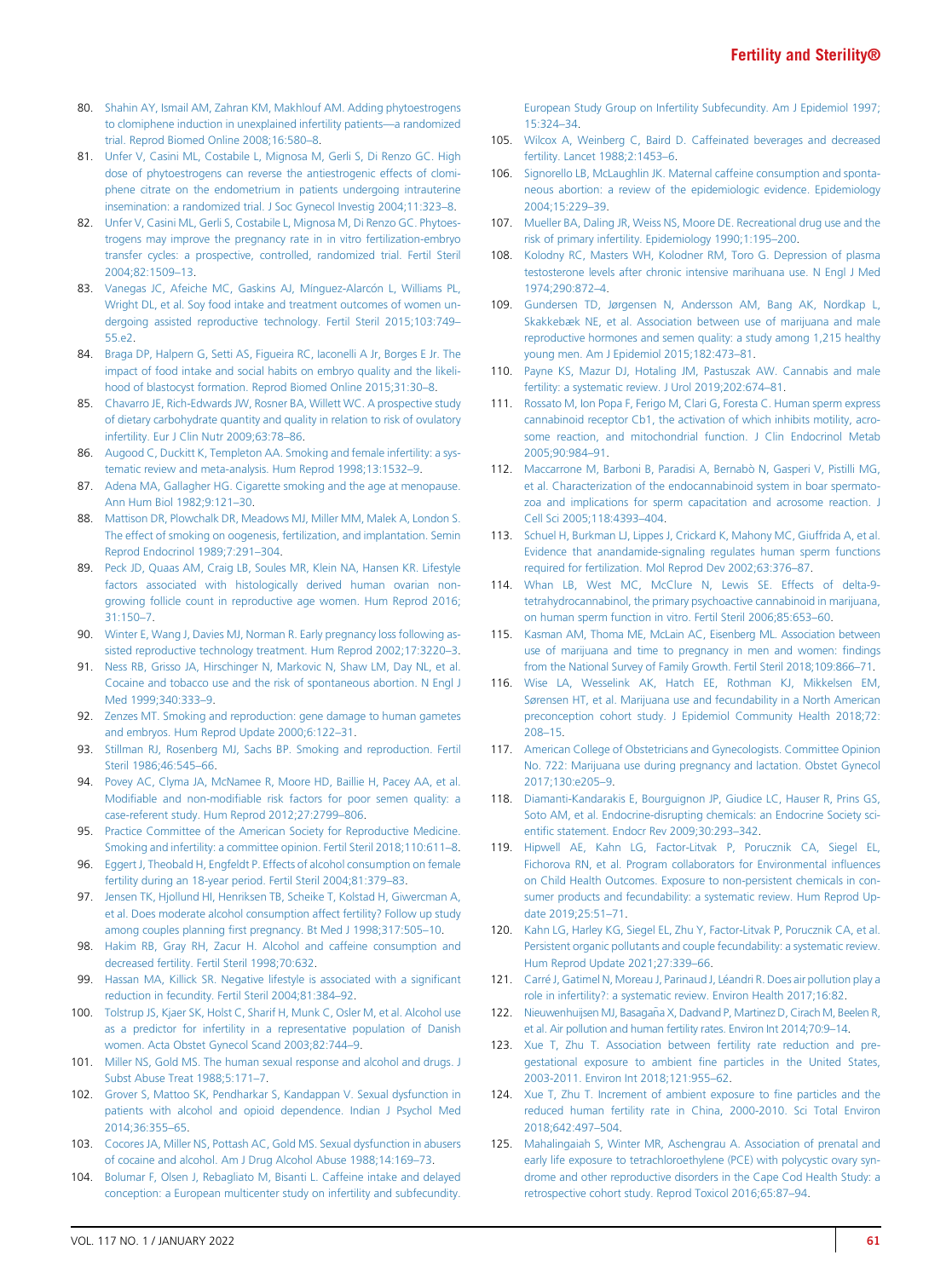80. Shahin AY, Ismail AM, Zahran KM, Makhlouf AM. Adding phytoestrogens to clomiphene induction in unexplained infertility patients—a randomized trial. Reprod Biomed Online 2008;16:580–8.
81. Unfer V, Casini ML, Costabile L, Mignosa M, Gerli S, Di Renzo GC. High dose of phytoestrogens can reverse the antiestrogenic effects of clomiphene citrate on the endometrium in patients undergoing intrauterine insemination: a randomized trial. J Soc Gynecol Investig 2004;11:323–8.
82. Unfer V, Casini ML, Gerli S, Costabile L, Mignosa M, Di Renzo GC. Phytoestrogens may improve the pregnancy rate in in vitro fertilization-embryo transfer cycles: a prospective, controlled, randomized trial. Fertil Steril 2004;82:1509–13.
83. Vanegas JC, Afeiche MC, Gaskins AJ, Mínguez-Alarcón L, Williams PL, Wright DL, et al. Soy food intake and treatment outcomes of women undergoing assisted reproductive technology. Fertil Steril 2015;103:749–55.e2.
84. Braga DP, Halpern G, Setti AS, Figueira RC, Iaconelli A Jr, Borges E Jr. The impact of food intake and social habits on embryo quality and the likelihood of blastocyst formation. Reprod Biomed Online 2015;31:30–8.
85. Chavarro JE, Rich-Edwards JW, Rosner BA, Willett WC. A prospective study of dietary carbohydrate quantity and quality in relation to risk of ovulatory infertility. Eur J Clin Nutr 2009;63:78–86.
86. Augood C, Duckitt K, Templeton AA. Smoking and female infertility: a systematic review and meta-analysis. Hum Reprod 1998;13:1532–9.
87. Adena MA, Gallagher HG. Cigarette smoking and the age at menopause. Ann Hum Biol 1982;9:121–30.
88. Mattison DR, Plowchalk DR, Meadows MJ, Miller MM, Malek A, London S. The effect of smoking on oogenesis, fertilization, and implantation. Semin Reprod Endocrinol 1989;7:291–304.
89. Peck JD, Quaas AM, Craig LB, Soules MR, Klein NA, Hansen KR. Lifestyle factors associated with histologically derived human ovarian non-growing follicle count in reproductive age women. Hum Reprod 2016;31:150–7.
90. Winter E, Wang J, Davies MJ, Norman R. Early pregnancy loss following assisted reproductive technology treatment. Hum Reprod 2002;17:3220–3.
91. Ness RB, Grisso JA, Hirschinger N, Markovic N, Shaw LM, Day NL, et al. Cocaine and tobacco use and the risk of spontaneous abortion. N Engl J Med 1999;340:333–9.
92. Zenzes MT. Smoking and reproduction: gene damage to human gametes and embryos. Hum Reprod Update 2000;6:122–31.
93. Stillman RJ, Rosenberg MJ, Sachs BP. Smoking and reproduction. Fertil Steril 1986;46:545–66.
94. Povey AC, Clyma JA, McNamee R, Moore HD, Baillie H, Pacey AA, et al. Modifiable and non-modifiable risk factors for poor semen quality: a case-referent study. Hum Reprod 2012;27:2799–806.
95. Practice Committee of the American Society for Reproductive Medicine. Smoking and infertility: a committee opinion. Fertil Steril 2018;110:611–8.
96. Eggert J, Theobald H, Engfeldt P. Effects of alcohol consumption on female fertility during an 18-year period. Fertil Steril 2004;81:379–83.
97. Jensen TK, Hjollund HI, Henriksen TB, Scheike T, Kolstad H, Giwercman A, et al. Does moderate alcohol consumption affect fertility? Follow up study among couples planning first pregnancy. Bt Med J 1998;317:505–10.
98. Hakim RB, Gray RH, Zacur H. Alcohol and caffeine consumption and decreased fertility. Fertil Steril 1998;70:632.
99. Hassan MA, Killick SR. Negative lifestyle is associated with a significant reduction in fecundity. Fertil Steril 2004;81:384–92.
100. Tolstrup JS, Kjaer SK, Holst C, Sharif H, Munk C, Osler M, et al. Alcohol use as a predictor for infertility in a representative population of Danish women. Acta Obstet Gynecol Scand 2003;82:744–9.
101. Miller NS, Gold MS. The human sexual response and alcohol and drugs. J Subst Abuse Treat 1988;5:171–7.
102. Grover S, Mattoo SK, Pendharkar S, Kandappan V. Sexual dysfunction in patients with alcohol and opioid dependence. Indian J Psychol Med 2014;36:355–65.
103. Cocores JA, Miller NS, Pottash AC, Gold MS. Sexual dysfunction in abusers of cocaine and alcohol. Am J Drug Alcohol Abuse 1988;14:169–73.
104. Bolumar F, Olsen J, Rebagliato M, Bisanti L. Caffeine intake and delayed conception: a European multicenter study on infertility and subfecundity. European Study Group on Infertility Subfecundity. Am J Epidemiol 1997;15:324–34.
105. Wilcox A, Weinberg C, Baird D. Caffeinated beverages and decreased fertility. Lancet 1988;2:1453–6.
106. Signorello LB, McLaughlin JK. Maternal caffeine consumption and spontaneous abortion: a review of the epidemiologic evidence. Epidemiology 2004;15:229–39.
107. Mueller BA, Daling JR, Weiss NS, Moore DE. Recreational drug use and the risk of primary infertility. Epidemiology 1990;1:195–200.
108. Kolodny RC, Masters WH, Kolodner RM, Toro G. Depression of plasma testosterone levels after chronic intensive marihuana use. N Engl J Med 1974;290:872–4.
109. Gundersen TD, Jørgensen N, Andersson AM, Bang AK, Nordkap L, Skakkebæk NE, et al. Association between use of marijuana and male reproductive hormones and semen quality: a study among 1,215 healthy young men. Am J Epidemiol 2015;182:473–81.
110. Payne KS, Mazur DJ, Hotaling JM, Pastuszak AW. Cannabis and male fertility: a systematic review. J Urol 2019;202:674–81.
111. Rossato M, Ion Popa F, Ferigo M, Clari G, Foresta C. Human sperm express cannabinoid receptor Cb1, the activation of which inhibits motility, acrosome reaction, and mitochondrial function. J Clin Endocrinol Metab 2005;90:984–91.
112. Maccarrone M, Barboni B, Paradisi A, Bernabò N, Gasperi V, Pistilli MG, et al. Characterization of the endocannabinoid system in boar spermatozoa and implications for sperm capacitation and acrosome reaction. J Cell Sci 2005;118:4393–404.
113. Schuel H, Burkman LJ, Lippes J, Crickard K, Mahony MC, Giuffrida A, et al. Evidence that anandamide-signaling regulates human sperm functions required for fertilization. Mol Reprod Dev 2002;63:376–87.
114. Whan LB, West MC, McClure N, Lewis SE. Effects of delta-9-tetrahydrocannabinol, the primary psychoactive cannabinoid in marijuana, on human sperm function in vitro. Fertil Steril 2006;85:653–60.
115. Kasman AM, Thoma ME, McLain AC, Eisenberg ML. Association between use of marijuana and time to pregnancy in men and women: findings from the National Survey of Family Growth. Fertil Steril 2018;109:866–71.
116. Wise LA, Wesselink AK, Hatch EE, Rothman KJ, Mikkelsen EM, Sørensen HT, et al. Marijuana use and fecundability in a North American preconception cohort study. J Epidemiol Community Health 2018;72:208–15.
117. American College of Obstetricians and Gynecologists. Committee Opinion No. 722: Marijuana use during pregnancy and lactation. Obstet Gynecol 2017;130:e205–9.
118. Diamanti-Kandarakis E, Bourguignon JP, Giudice LC, Hauser R, Prins GS, Soto AM, et al. Endocrine-disrupting chemicals: an Endocrine Society scientific statement. Endocr Rev 2009;30:293–342.
119. Hipwell AE, Kahn LG, Factor-Litvak P, Porucznik CA, Siegel EL, Fichorova RN, et al. Program collaborators for Environmental influences on Child Health Outcomes. Exposure to non-persistent chemicals in consumer products and fecundability: a systematic review. Hum Reprod Update 2019;25:51–71.
120. Kahn LG, Harley KG, Siegel EL, Zhu Y, Factor-Litvak P, Porucznik CA, et al. Persistent organic pollutants and couple fecundability: a systematic review. Hum Reprod Update 2021;27:339–66.
121. Carré J, Gatimel N, Moreau J, Parinaud J, Léandri R. Does air pollution play a role in infertility?: a systematic review. Environ Health 2017;16:82.
122. Nieuwenhuijsen MJ, Basagaña X, Dadvand P, Martinez D, Cirach M, Beelen R, et al. Air pollution and human fertility rates. Environ Int 2014;70:9–14.
123. Xue T, Zhu T. Association between fertility rate reduction and pregestational exposure to ambient fine particles in the United States, 2003-2011. Environ Int 2018;121:955–62.
124. Xue T, Zhu T. Increment of ambient exposure to fine particles and the reduced human fertility rate in China, 2000-2010. Sci Total Environ 2018;642:497–504.
125. Mahalingaiah S, Winter MR, Aschengrau A. Association of prenatal and early life exposure to tetrachloroethylene (PCE) with polycystic ovary syndrome and other reproductive disorders in the Cape Cod Health Study: a retrospective cohort study. Reprod Toxicol 2016;65:87–94.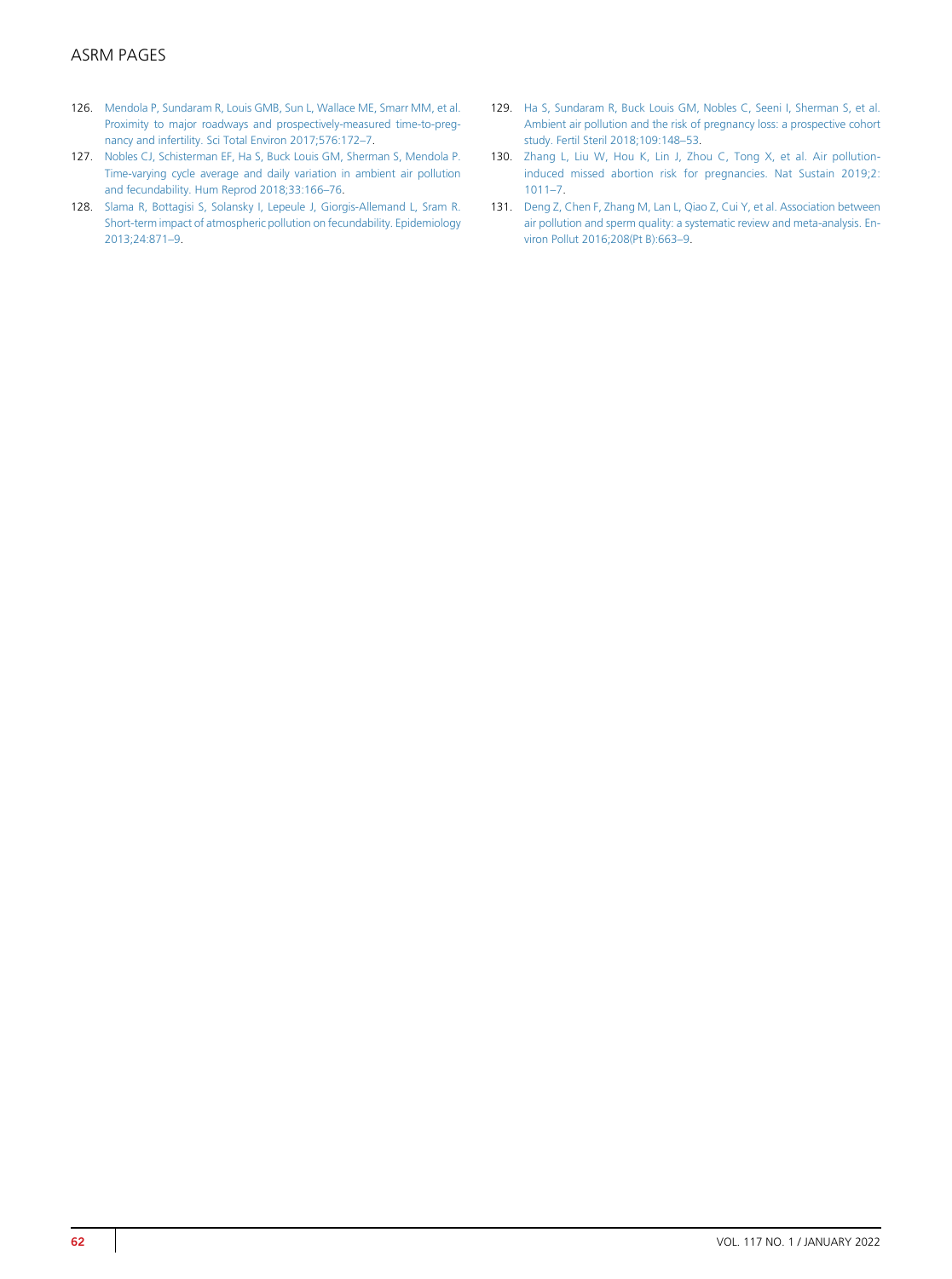126. Mendola P, Sundaram R, Louis GMB, Sun L, Wallace ME, Smarr MM, et al. Proximity to major roadways and prospectively-measured time-to-pregnancy and infertility. Sci Total Environ 2017;576:172–7.
127. Nobles CJ, Schisterman EF, Ha S, Buck Louis GM, Sherman S, Mendola P. Time-varying cycle average and daily variation in ambient air pollution and fecundability. Hum Reprod 2018;33:166–76.
128. Slama R, Bottagisi S, Solansky I, Lepeule J, Giorgis-Allemand L, Sram R. Short-term impact of atmospheric pollution on fecundability. Epidemiology 2013;24:871–9.
129. Ha S, Sundaram R, Buck Louis GM, Nobles C, Seeni I, Sherman S, et al. Ambient air pollution and the risk of pregnancy loss: a prospective cohort study. Fertil Steril 2018;109:148–53.
130. Zhang L, Liu W, Hou K, Lin J, Zhou C, Tong X, et al. Air pollution-induced missed abortion risk for pregnancies. Nat Sustain 2019;2:1011–7.
131. Deng Z, Chen F, Zhang M, Lan L, Qiao Z, Cui Y, et al. Association between air pollution and sperm quality: a systematic review and meta-analysis. Environ Pollut 2016;208(Pt B):663–9.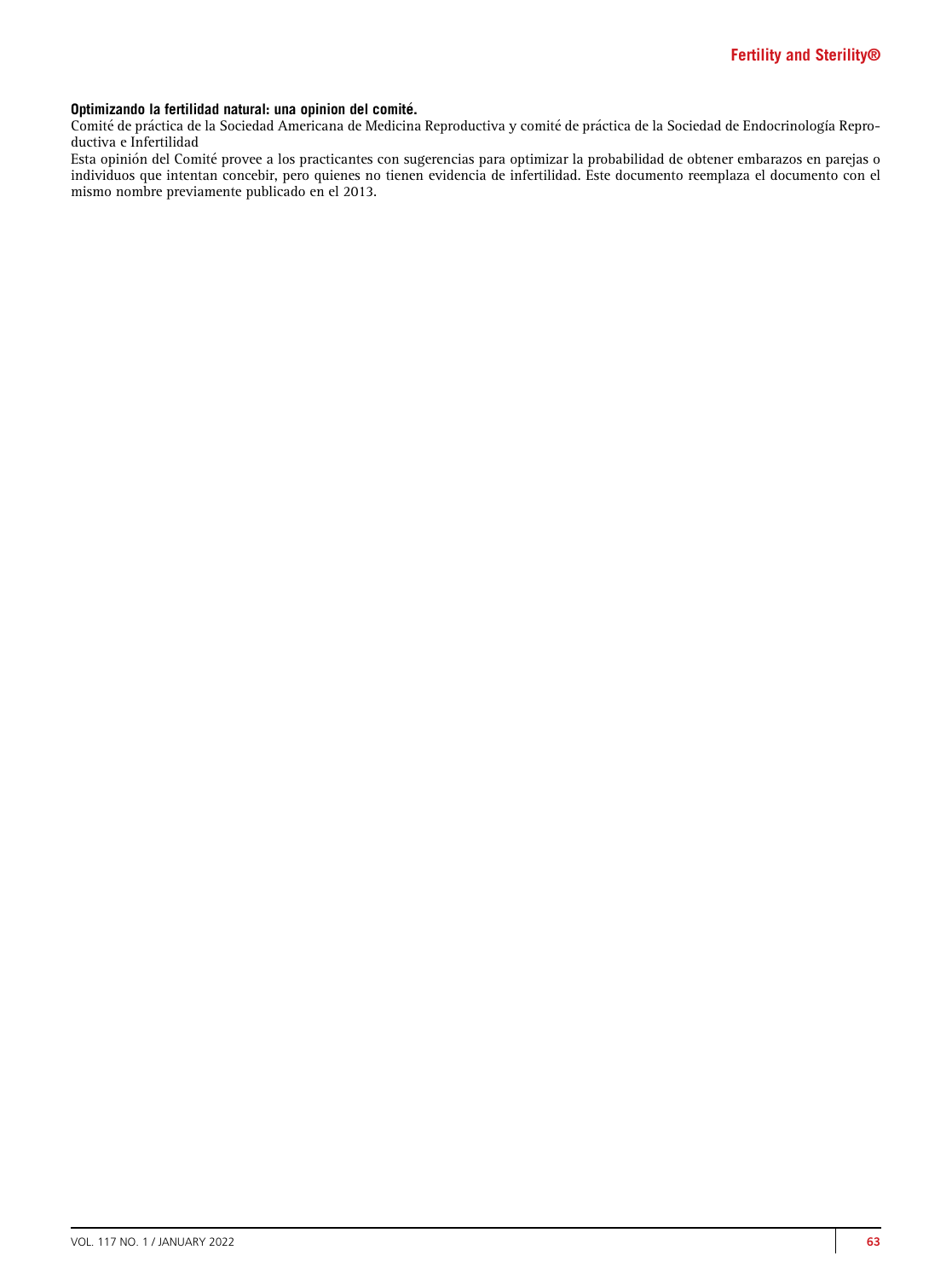**Optimizando la fertilidad natural: una opinion del comité.**

Comité de práctica de la Sociedad Americana de Medicina Reproductiva y comité de práctica de la Sociedad de Endocrinología Reproductiva e Infertilidad

Esta opinión del Comité provee a los practicantes con sugerencias para optimizar la probabilidad de obtener embarazos en parejas o individuos que intentan concebir, pero quienes no tienen evidencia de infertilidad. Este documento reemplaza el documento con el mismo nombre previamente publicado en el 2013.